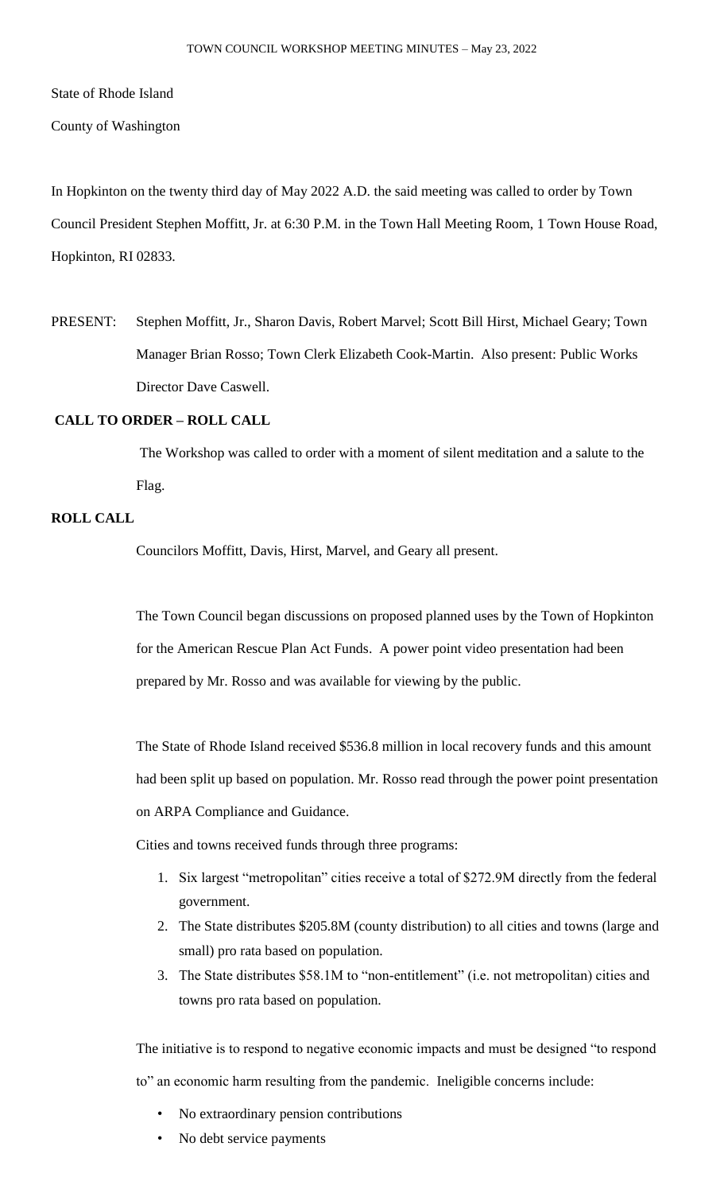# TOWN COUNCIL WORKSHOP MEETING MINUTES – May 23, 2022

State of Rhode Island

County of Washington

In Hopkinton on the twenty third day of May 2022 A.D. the said meeting was called to order by Town Council President Stephen Moffitt, Jr. at 6:30 P.M. in the Town Hall Meeting Room, 1 Town House Road, Hopkinton, RI 02833.

PRESENT: Stephen Moffitt, Jr., Sharon Davis, Robert Marvel; Scott Bill Hirst, Michael Geary; Town Manager Brian Rosso; Town Clerk Elizabeth Cook-Martin. Also present: Public Works Director Dave Caswell.

## CALL TO ORDER – ROLL CALL

The Workshop was called to order with a moment of silent meditation and a salute to the Flag.

## ROLL CALL

Councilors Moffitt, Davis, Hirst, Marvel, and Geary all present.

The Town Council began discussions on proposed planned uses by the Town of Hopkinton for the American Rescue Plan Act Funds. A power point video presentation had been prepared by Mr. Rosso and was available for viewing by the public.

The State of Rhode Island received $536.8 million in local recovery funds and this amount had been split up based on population. Mr. Rosso read through the power point presentation on ARPA Compliance and Guidance.

Cities and towns received funds through three programs:

1. Six largest "metropolitan" cities receive a total of $272.9M directly from the federal government.
2. The State distributes $205.8M (county distribution) to all cities and towns (large and small) pro rata based on population.
3. The State distributes $58.1M to "non-entitlement" (i.e. not metropolitan) cities and towns pro rata based on population.

The initiative is to respond to negative economic impacts and must be designed "to respond to" an economic harm resulting from the pandemic. Ineligible concerns include:

- No extraordinary pension contributions
- No debt service payments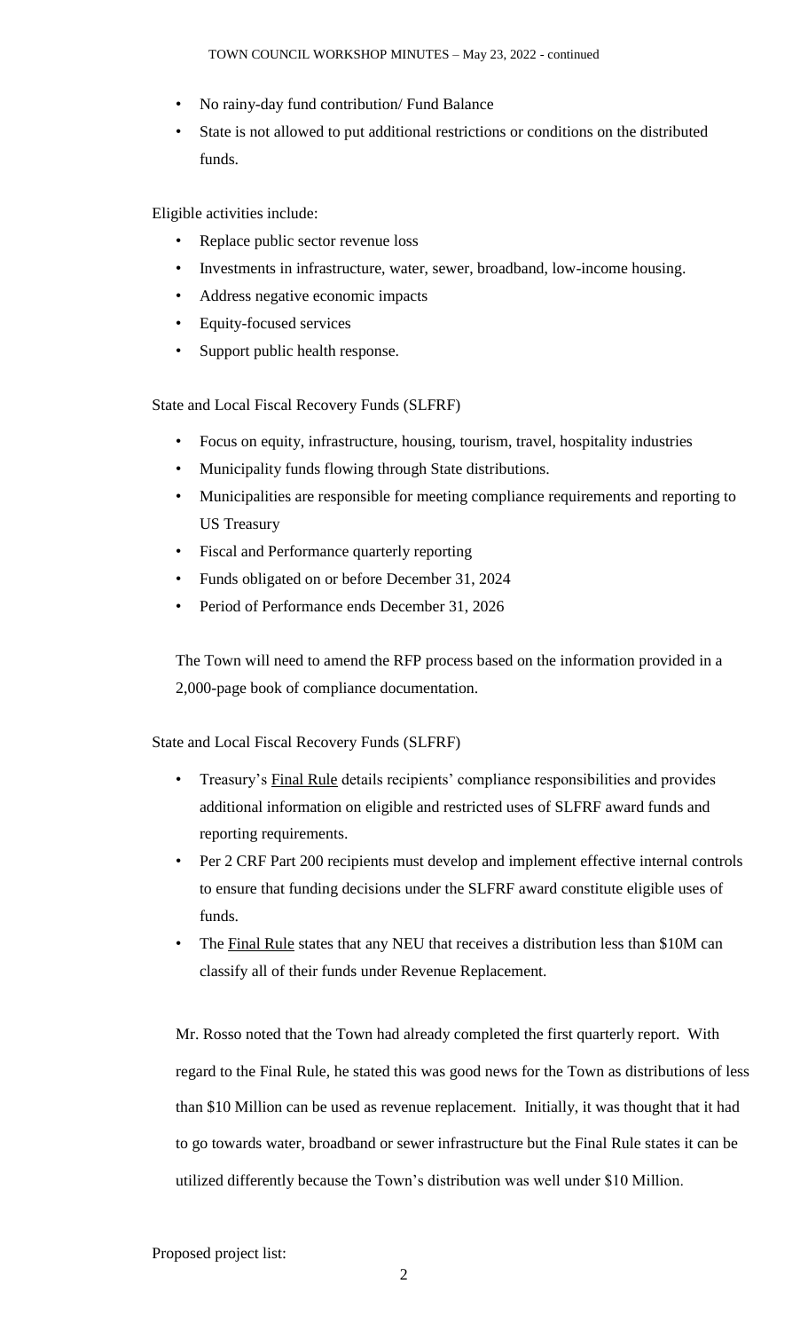- No rainy-day fund contribution/ Fund Balance
- State is not allowed to put additional restrictions or conditions on the distributed funds.

Eligible activities include:

- Replace public sector revenue loss
- Investments in infrastructure, water, sewer, broadband, low-income housing.
- Address negative economic impacts
- Equity-focused services
- Support public health response.

State and Local Fiscal Recovery Funds (SLFRF)

- Focus on equity, infrastructure, housing, tourism, travel, hospitality industries
- Municipality funds flowing through State distributions.
- Municipalities are responsible for meeting compliance requirements and reporting to US Treasury
- Fiscal and Performance quarterly reporting
- Funds obligated on or before December 31, 2024
- Period of Performance ends December 31, 2026

The Town will need to amend the RFP process based on the information provided in a 2,000-page book of compliance documentation.

State and Local Fiscal Recovery Funds (SLFRF)

- Treasury's Final Rule details recipients' compliance responsibilities and provides additional information on eligible and restricted uses of SLFRF award funds and reporting requirements.
- Per 2 CRF Part 200 recipients must develop and implement effective internal controls to ensure that funding decisions under the SLFRF award constitute eligible uses of funds.
- The Final Rule states that any NEU that receives a distribution less than $10M can classify all of their funds under Revenue Replacement.

Mr. Rosso noted that the Town had already completed the first quarterly report. With regard to the Final Rule, he stated this was good news for the Town as distributions of less than $10 Million can be used as revenue replacement. Initially, it was thought that it had to go towards water, broadband or sewer infrastructure but the Final Rule states it can be utilized differently because the Town's distribution was well under $10 Million.

Proposed project list: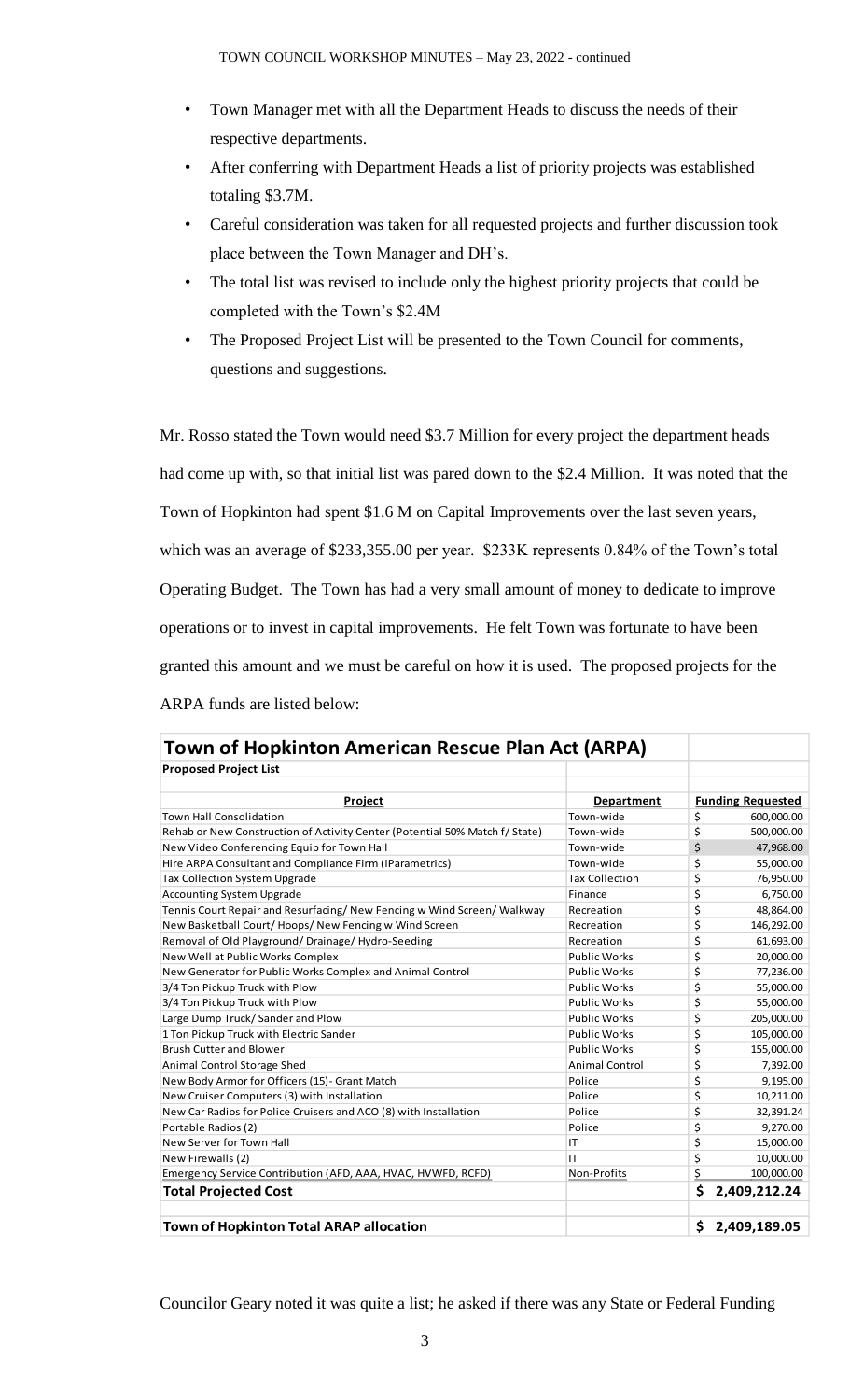- Town Manager met with all the Department Heads to discuss the needs of their respective departments.
- After conferring with Department Heads a list of priority projects was established totaling $3.7M.
- Careful consideration was taken for all requested projects and further discussion took place between the Town Manager and DH's.
- The total list was revised to include only the highest priority projects that could be completed with the Town's $2.4M
- The Proposed Project List will be presented to the Town Council for comments, questions and suggestions.

Mr. Rosso stated the Town would need $3.7 Million for every project the department heads had come up with, so that initial list was pared down to the $2.4 Million. It was noted that the Town of Hopkinton had spent $1.6 M on Capital Improvements over the last seven years, which was an average of $233,355.00 per year. $233K represents 0.84% of the Town's total Operating Budget. The Town has had a very small amount of money to dedicate to improve operations or to invest in capital improvements. He felt Town was fortunate to have been granted this amount and we must be careful on how it is used. The proposed projects for the ARPA funds are listed below:

**Town of Hopkinton American Rescue Plan Act (ARPA)**

**Proposed Project List**

| Project | Department | Funding Requested |
|---|---|---|
| Town Hall Consolidation | Town-wide | $ 600,000.00 |
| Rehab or New Construction of Activity Center (Potential 50% Match f/ State) | Town-wide | $ 500,000.00 |
| New Video Conferencing Equip for Town Hall | Town-wide | $ 47,968.00 |
| Hire ARPA Consultant and Compliance Firm (iParametrics) | Town-wide | $ 55,000.00 |
| Tax Collection System Upgrade | Tax Collection | $ 76,950.00 |
| Accounting System Upgrade | Finance | $ 6,750.00 |
| Tennis Court Repair and Resurfacing/ New Fencing w Wind Screen/ Walkway | Recreation | $ 48,864.00 |
| New Basketball Court/ Hoops/ New Fencing w Wind Screen | Recreation | $ 146,292.00 |
| Removal of Old Playground/ Drainage/ Hydro-Seeding | Recreation | $ 61,693.00 |
| New Well at Public Works Complex | Public Works | $ 20,000.00 |
| New Generator for Public Works Complex and Animal Control | Public Works | $ 77,236.00 |
| 3/4 Ton Pickup Truck with Plow | Public Works | $ 55,000.00 |
| 3/4 Ton Pickup Truck with Plow | Public Works | $ 55,000.00 |
| Large Dump Truck/ Sander and Plow | Public Works | $ 205,000.00 |
| 1 Ton Pickup Truck with Electric Sander | Public Works | $ 105,000.00 |
| Brush Cutter and Blower | Public Works | $ 155,000.00 |
| Animal Control Storage Shed | Animal Control | $ 7,392.00 |
| New Body Armor for Officers (15)- Grant Match | Police | $ 9,195.00 |
| New Cruiser Computers (3) with Installation | Police | $ 10,211.00 |
| New Car Radios for Police Cruisers and ACO (8) with Installation | Police | $ 32,391.24 |
| Portable Radios (2) | Police | $ 9,270.00 |
| New Server for Town Hall | IT | $ 15,000.00 |
| New Firewalls (2) | IT | $ 10,000.00 |
| Emergency Service Contribution (AFD, AAA, HVAC, HVWFD, RCFD) | Non-Profits | $ 100,000.00 |
| **Total Projected Cost** | | **$ 2,409,212.24** |
| **Town of Hopkinton Total ARAP allocation** | | **$ 2,409,189.05** |

Councilor Geary noted it was quite a list; he asked if there was any State or Federal Funding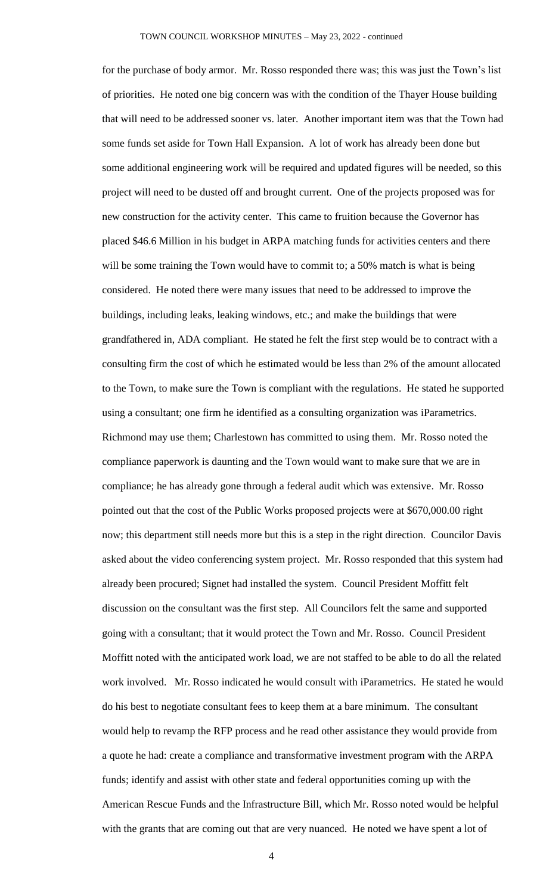for the purchase of body armor. Mr. Rosso responded there was; this was just the Town's list of priorities. He noted one big concern was with the condition of the Thayer House building that will need to be addressed sooner vs. later. Another important item was that the Town had some funds set aside for Town Hall Expansion. A lot of work has already been done but some additional engineering work will be required and updated figures will be needed, so this project will need to be dusted off and brought current. One of the projects proposed was for new construction for the activity center. This came to fruition because the Governor has placed $46.6 Million in his budget in ARPA matching funds for activities centers and there will be some training the Town would have to commit to; a 50% match is what is being considered. He noted there were many issues that need to be addressed to improve the buildings, including leaks, leaking windows, etc.; and make the buildings that were grandfathered in, ADA compliant. He stated he felt the first step would be to contract with a consulting firm the cost of which he estimated would be less than 2% of the amount allocated to the Town, to make sure the Town is compliant with the regulations. He stated he supported using a consultant; one firm he identified as a consulting organization was iParametrics. Richmond may use them; Charlestown has committed to using them. Mr. Rosso noted the compliance paperwork is daunting and the Town would want to make sure that we are in compliance; he has already gone through a federal audit which was extensive. Mr. Rosso pointed out that the cost of the Public Works proposed projects were at $670,000.00 right now; this department still needs more but this is a step in the right direction. Councilor Davis asked about the video conferencing system project. Mr. Rosso responded that this system had already been procured; Signet had installed the system. Council President Moffitt felt discussion on the consultant was the first step. All Councilors felt the same and supported going with a consultant; that it would protect the Town and Mr. Rosso. Council President Moffitt noted with the anticipated work load, we are not staffed to be able to do all the related work involved. Mr. Rosso indicated he would consult with iParametrics. He stated he would do his best to negotiate consultant fees to keep them at a bare minimum. The consultant would help to revamp the RFP process and he read other assistance they would provide from a quote he had: create a compliance and transformative investment program with the ARPA funds; identify and assist with other state and federal opportunities coming up with the American Rescue Funds and the Infrastructure Bill, which Mr. Rosso noted would be helpful with the grants that are coming out that are very nuanced. He noted we have spent a lot of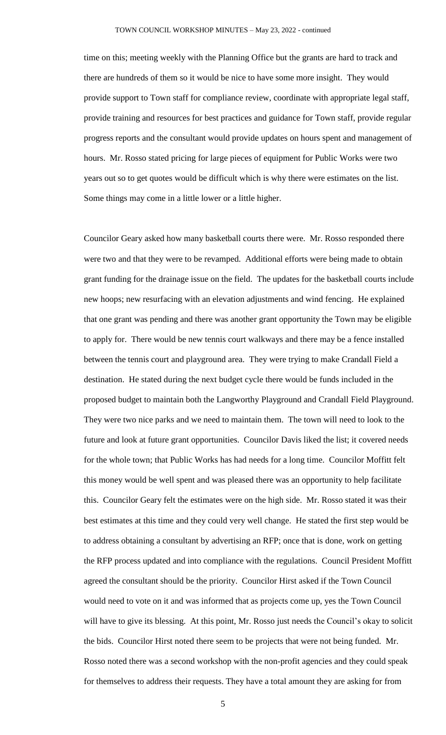time on this; meeting weekly with the Planning Office but the grants are hard to track and there are hundreds of them so it would be nice to have some more insight. They would provide support to Town staff for compliance review, coordinate with appropriate legal staff, provide training and resources for best practices and guidance for Town staff, provide regular progress reports and the consultant would provide updates on hours spent and management of hours. Mr. Rosso stated pricing for large pieces of equipment for Public Works were two years out so to get quotes would be difficult which is why there were estimates on the list. Some things may come in a little lower or a little higher.

Councilor Geary asked how many basketball courts there were. Mr. Rosso responded there were two and that they were to be revamped. Additional efforts were being made to obtain grant funding for the drainage issue on the field. The updates for the basketball courts include new hoops; new resurfacing with an elevation adjustments and wind fencing. He explained that one grant was pending and there was another grant opportunity the Town may be eligible to apply for. There would be new tennis court walkways and there may be a fence installed between the tennis court and playground area. They were trying to make Crandall Field a destination. He stated during the next budget cycle there would be funds included in the proposed budget to maintain both the Langworthy Playground and Crandall Field Playground. They were two nice parks and we need to maintain them. The town will need to look to the future and look at future grant opportunities. Councilor Davis liked the list; it covered needs for the whole town; that Public Works has had needs for a long time. Councilor Moffitt felt this money would be well spent and was pleased there was an opportunity to help facilitate this. Councilor Geary felt the estimates were on the high side. Mr. Rosso stated it was their best estimates at this time and they could very well change. He stated the first step would be to address obtaining a consultant by advertising an RFP; once that is done, work on getting the RFP process updated and into compliance with the regulations. Council President Moffitt agreed the consultant should be the priority. Councilor Hirst asked if the Town Council would need to vote on it and was informed that as projects come up, yes the Town Council will have to give its blessing. At this point, Mr. Rosso just needs the Council's okay to solicit the bids. Councilor Hirst noted there seem to be projects that were not being funded. Mr. Rosso noted there was a second workshop with the non-profit agencies and they could speak for themselves to address their requests. They have a total amount they are asking for from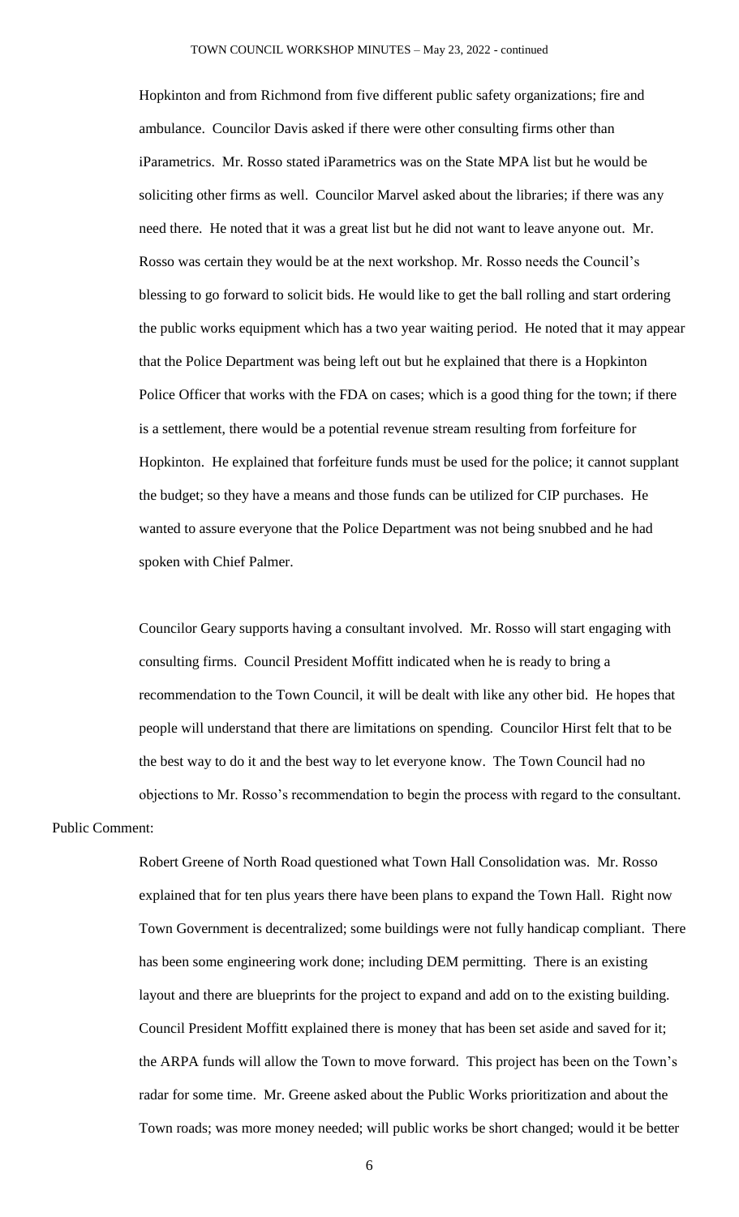Hopkinton and from Richmond from five different public safety organizations; fire and ambulance. Councilor Davis asked if there were other consulting firms other than iParametrics. Mr. Rosso stated iParametrics was on the State MPA list but he would be soliciting other firms as well. Councilor Marvel asked about the libraries; if there was any need there. He noted that it was a great list but he did not want to leave anyone out. Mr. Rosso was certain they would be at the next workshop. Mr. Rosso needs the Council's blessing to go forward to solicit bids. He would like to get the ball rolling and start ordering the public works equipment which has a two year waiting period. He noted that it may appear that the Police Department was being left out but he explained that there is a Hopkinton Police Officer that works with the FDA on cases; which is a good thing for the town; if there is a settlement, there would be a potential revenue stream resulting from forfeiture for Hopkinton. He explained that forfeiture funds must be used for the police; it cannot supplant the budget; so they have a means and those funds can be utilized for CIP purchases. He wanted to assure everyone that the Police Department was not being snubbed and he had spoken with Chief Palmer.

Councilor Geary supports having a consultant involved. Mr. Rosso will start engaging with consulting firms. Council President Moffitt indicated when he is ready to bring a recommendation to the Town Council, it will be dealt with like any other bid. He hopes that people will understand that there are limitations on spending. Councilor Hirst felt that to be the best way to do it and the best way to let everyone know. The Town Council had no objections to Mr. Rosso's recommendation to begin the process with regard to the consultant.

Public Comment:

Robert Greene of North Road questioned what Town Hall Consolidation was. Mr. Rosso explained that for ten plus years there have been plans to expand the Town Hall. Right now Town Government is decentralized; some buildings were not fully handicap compliant. There has been some engineering work done; including DEM permitting. There is an existing layout and there are blueprints for the project to expand and add on to the existing building. Council President Moffitt explained there is money that has been set aside and saved for it; the ARPA funds will allow the Town to move forward. This project has been on the Town's radar for some time. Mr. Greene asked about the Public Works prioritization and about the Town roads; was more money needed; will public works be short changed; would it be better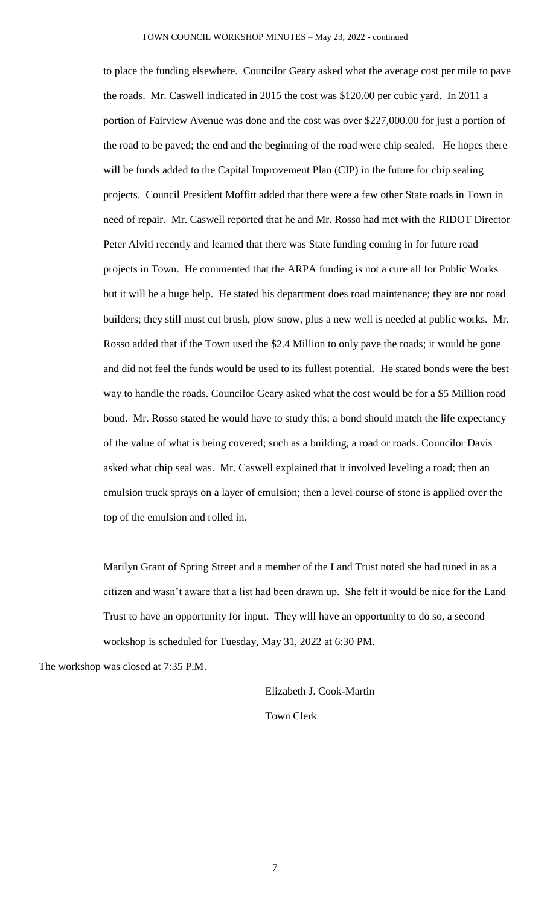to place the funding elsewhere. Councilor Geary asked what the average cost per mile to pave the roads. Mr. Caswell indicated in 2015 the cost was $120.00 per cubic yard. In 2011 a portion of Fairview Avenue was done and the cost was over $227,000.00 for just a portion of the road to be paved; the end and the beginning of the road were chip sealed. He hopes there will be funds added to the Capital Improvement Plan (CIP) in the future for chip sealing projects. Council President Moffitt added that there were a few other State roads in Town in need of repair. Mr. Caswell reported that he and Mr. Rosso had met with the RIDOT Director Peter Alviti recently and learned that there was State funding coming in for future road projects in Town. He commented that the ARPA funding is not a cure all for Public Works but it will be a huge help. He stated his department does road maintenance; they are not road builders; they still must cut brush, plow snow, plus a new well is needed at public works. Mr. Rosso added that if the Town used the $2.4 Million to only pave the roads; it would be gone and did not feel the funds would be used to its fullest potential. He stated bonds were the best way to handle the roads. Councilor Geary asked what the cost would be for a $5 Million road bond. Mr. Rosso stated he would have to study this; a bond should match the life expectancy of the value of what is being covered; such as a building, a road or roads. Councilor Davis asked what chip seal was. Mr. Caswell explained that it involved leveling a road; then an emulsion truck sprays on a layer of emulsion; then a level course of stone is applied over the top of the emulsion and rolled in.

Marilyn Grant of Spring Street and a member of the Land Trust noted she had tuned in as a citizen and wasn't aware that a list had been drawn up. She felt it would be nice for the Land Trust to have an opportunity for input. They will have an opportunity to do so, a second workshop is scheduled for Tuesday, May 31, 2022 at 6:30 PM.

The workshop was closed at 7:35 P.M.

Elizabeth J. Cook-Martin

Town Clerk